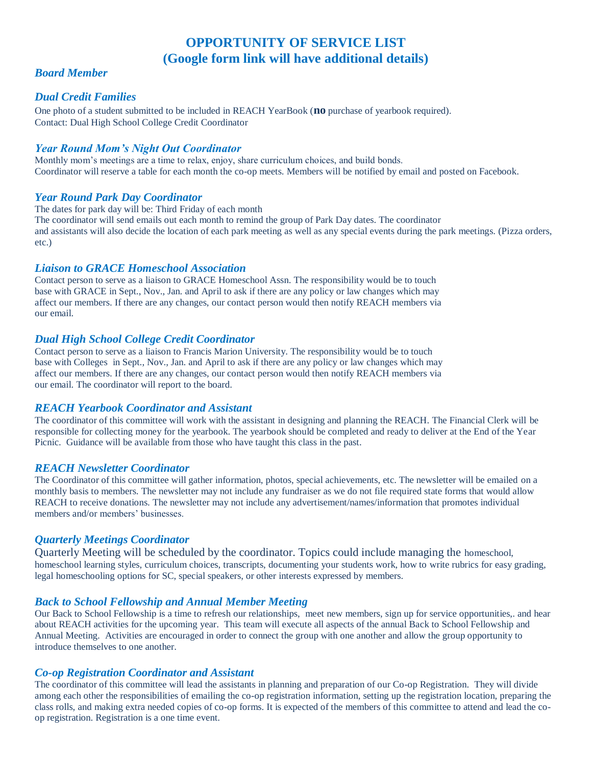# OPPORTUNITY OF SERVICE LIST
## (Google form link will have additional details)

### *Board Member*

### *Dual Credit Families*

One photo of a student submitted to be included in REACH YearBook (**no** purchase of yearbook required).
Contact: Dual High School College Credit Coordinator

### *Year Round Mom's Night Out Coordinator*

Monthly mom's meetings are a time to relax, enjoy, share curriculum choices, and build bonds.
Coordinator will reserve a table for each month the co-op meets. Members will be notified by email and posted on Facebook.

### *Year Round Park Day Coordinator*

The dates for park day will be: Third Friday of each month
The coordinator will send emails out each month to remind the group of Park Day dates. The coordinator and assistants will also decide the location of each park meeting as well as any special events during the park meetings. (Pizza orders, etc.)

### *Liaison to GRACE Homeschool Association*

Contact person to serve as a liaison to GRACE Homeschool Assn. The responsibility would be to touch base with GRACE in Sept., Nov., Jan. and April to ask if there are any policy or law changes which may affect our members. If there are any changes, our contact person would then notify REACH members via our email.

### *Dual High School College Credit Coordinator*

Contact person to serve as a liaison to Francis Marion University. The responsibility would be to touch base with Colleges in Sept., Nov., Jan. and April to ask if there are any policy or law changes which may affect our members. If there are any changes, our contact person would then notify REACH members via our email. The coordinator will report to the board.

### *REACH Yearbook Coordinator and Assistant*

The coordinator of this committee will work with the assistant in designing and planning the REACH. The Financial Clerk will be responsible for collecting money for the yearbook. The yearbook should be completed and ready to deliver at the End of the Year Picnic. Guidance will be available from those who have taught this class in the past.

### *REACH Newsletter Coordinator*

The Coordinator of this committee will gather information, photos, special achievements, etc. The newsletter will be emailed on a monthly basis to members. The newsletter may not include any fundraiser as we do not file required state forms that would allow REACH to receive donations. The newsletter may not include any advertisement/names/information that promotes individual members and/or members' businesses.

### *Quarterly Meetings Coordinator*

Quarterly Meeting will be scheduled by the coordinator. Topics could include managing the homeschool, homeschool learning styles, curriculum choices, transcripts, documenting your students work, how to write rubrics for easy grading, legal homeschooling options for SC, special speakers, or other interests expressed by members.

### *Back to School Fellowship and Annual Member Meeting*

Our Back to School Fellowship is a time to refresh our relationships, meet new members, sign up for service opportunities,. and hear about REACH activities for the upcoming year. This team will execute all aspects of the annual Back to School Fellowship and Annual Meeting. Activities are encouraged in order to connect the group with one another and allow the group opportunity to introduce themselves to one another.

### *Co-op Registration Coordinator and Assistant*

The coordinator of this committee will lead the assistants in planning and preparation of our Co-op Registration. They will divide among each other the responsibilities of emailing the co-op registration information, setting up the registration location, preparing the class rolls, and making extra needed copies of co-op forms. It is expected of the members of this committee to attend and lead the co-op registration. Registration is a one time event.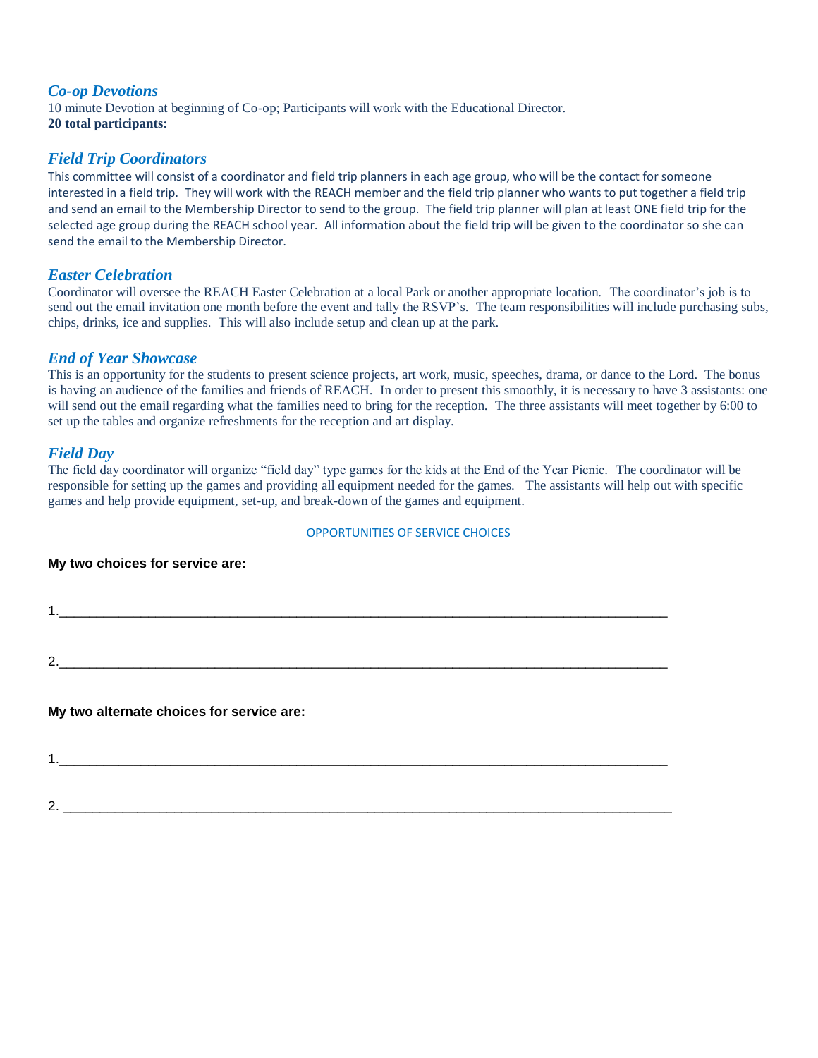### *Co-op Devotions*

10 minute Devotion at beginning of Co-op; Participants will work with the Educational Director.
**20 total participants:**

### *Field Trip Coordinators*

This committee will consist of a coordinator and field trip planners in each age group, who will be the contact for someone interested in a field trip. They will work with the REACH member and the field trip planner who wants to put together a field trip and send an email to the Membership Director to send to the group. The field trip planner will plan at least ONE field trip for the selected age group during the REACH school year. All information about the field trip will be given to the coordinator so she can send the email to the Membership Director.

### *Easter Celebration*

Coordinator will oversee the REACH Easter Celebration at a local Park or another appropriate location. The coordinator's job is to send out the email invitation one month before the event and tally the RSVP's. The team responsibilities will include purchasing subs, chips, drinks, ice and supplies. This will also include setup and clean up at the park.

### *End of Year Showcase*

This is an opportunity for the students to present science projects, art work, music, speeches, drama, or dance to the Lord. The bonus is having an audience of the families and friends of REACH. In order to present this smoothly, it is necessary to have 3 assistants: one will send out the email regarding what the families need to bring for the reception. The three assistants will meet together by 6:00 to set up the tables and organize refreshments for the reception and art display.

### *Field Day*

The field day coordinator will organize "field day" type games for the kids at the End of the Year Picnic. The coordinator will be responsible for setting up the games and providing all equipment needed for the games. The assistants will help out with specific games and help provide equipment, set-up, and break-down of the games and equipment.

OPPORTUNITIES OF SERVICE CHOICES

**My two choices for service are:**

1.\_\_\_\_\_\_\_\_\_\_\_\_\_\_\_\_\_\_\_\_\_\_\_\_\_\_\_\_\_\_\_\_\_\_\_\_\_\_\_\_\_\_\_\_\_\_\_\_\_\_\_\_\_\_\_\_\_\_\_\_\_\_\_\_\_\_\_\_\_\_\_\_\_\_\_\_\_\_

2.\_\_\_\_\_\_\_\_\_\_\_\_\_\_\_\_\_\_\_\_\_\_\_\_\_\_\_\_\_\_\_\_\_\_\_\_\_\_\_\_\_\_\_\_\_\_\_\_\_\_\_\_\_\_\_\_\_\_\_\_\_\_\_\_\_\_\_\_\_\_\_\_\_\_\_\_\_\_

**My two alternate choices for service are:**

1.\_\_\_\_\_\_\_\_\_\_\_\_\_\_\_\_\_\_\_\_\_\_\_\_\_\_\_\_\_\_\_\_\_\_\_\_\_\_\_\_\_\_\_\_\_\_\_\_\_\_\_\_\_\_\_\_\_\_\_\_\_\_\_\_\_\_\_\_\_\_\_\_\_\_\_\_\_\_

2. \_\_\_\_\_\_\_\_\_\_\_\_\_\_\_\_\_\_\_\_\_\_\_\_\_\_\_\_\_\_\_\_\_\_\_\_\_\_\_\_\_\_\_\_\_\_\_\_\_\_\_\_\_\_\_\_\_\_\_\_\_\_\_\_\_\_\_\_\_\_\_\_\_\_\_\_\_\_